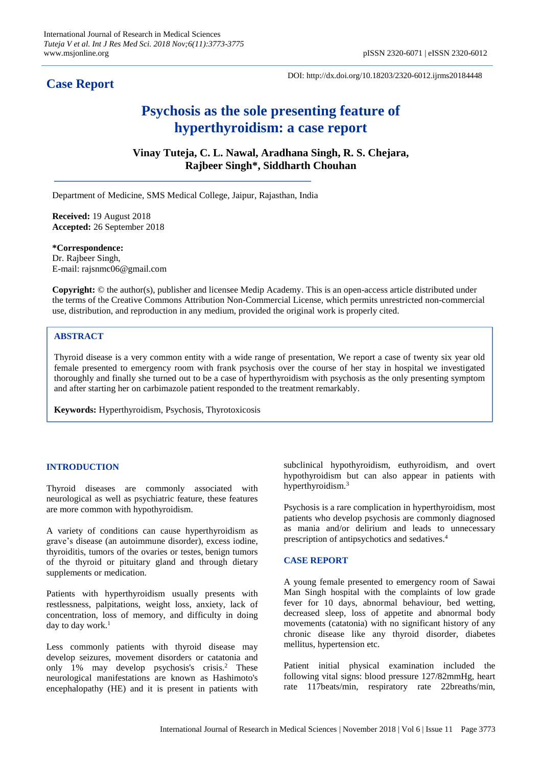## Case Report

DOI: http://dx.doi.org/10.18203/2320-6012.ijrms20184448

# Psychosis as the sole presenting feature of hyperthyroidism: a case report

**Vinay Tuteja, C. L. Nawal, Aradhana Singh, R. S. Chejara, Rajbeer Singh\*, Siddharth Chouhan**

Department of Medicine, SMS Medical College, Jaipur, Rajasthan, India

**Received:** 19 August 2018
**Accepted:** 26 September 2018

**\*Correspondence:**
Dr. Rajbeer Singh,
E-mail: rajsnmc06@gmail.com

**Copyright:** © the author(s), publisher and licensee Medip Academy. This is an open-access article distributed under the terms of the Creative Commons Attribution Non-Commercial License, which permits unrestricted non-commercial use, distribution, and reproduction in any medium, provided the original work is properly cited.

## ABSTRACT

Thyroid disease is a very common entity with a wide range of presentation, We report a case of twenty six year old female presented to emergency room with frank psychosis over the course of her stay in hospital we investigated thoroughly and finally she turned out to be a case of hyperthyroidism with psychosis as the only presenting symptom and after starting her on carbimazole patient responded to the treatment remarkably.

**Keywords:** Hyperthyroidism, Psychosis, Thyrotoxicosis

## INTRODUCTION

Thyroid diseases are commonly associated with neurological as well as psychiatric feature, these features are more common with hypothyroidism.

A variety of conditions can cause hyperthyroidism as grave's disease (an autoimmune disorder), excess iodine, thyroiditis, tumors of the ovaries or testes, benign tumors of the thyroid or pituitary gland and through dietary supplements or medication.

Patients with hyperthyroidism usually presents with restlessness, palpitations, weight loss, anxiety, lack of concentration, loss of memory, and difficulty in doing day to day work.[1]

Less commonly patients with thyroid disease may develop seizures, movement disorders or catatonia and only 1% may develop psychosis's crisis.[2] These neurological manifestations are known as Hashimoto's encephalopathy (HE) and it is present in patients with subclinical hypothyroidism, euthyroidism, and overt hypothyroidism but can also appear in patients with hyperthyroidism.[3]

Psychosis is a rare complication in hyperthyroidism, most patients who develop psychosis are commonly diagnosed as mania and/or delirium and leads to unnecessary prescription of antipsychotics and sedatives.[4]

## CASE REPORT

A young female presented to emergency room of Sawai Man Singh hospital with the complaints of low grade fever for 10 days, abnormal behaviour, bed wetting, decreased sleep, loss of appetite and abnormal body movements (catatonia) with no significant history of any chronic disease like any thyroid disorder, diabetes mellitus, hypertension etc.

Patient initial physical examination included the following vital signs: blood pressure 127/82mmHg, heart rate 117beats/min, respiratory rate 22breaths/min,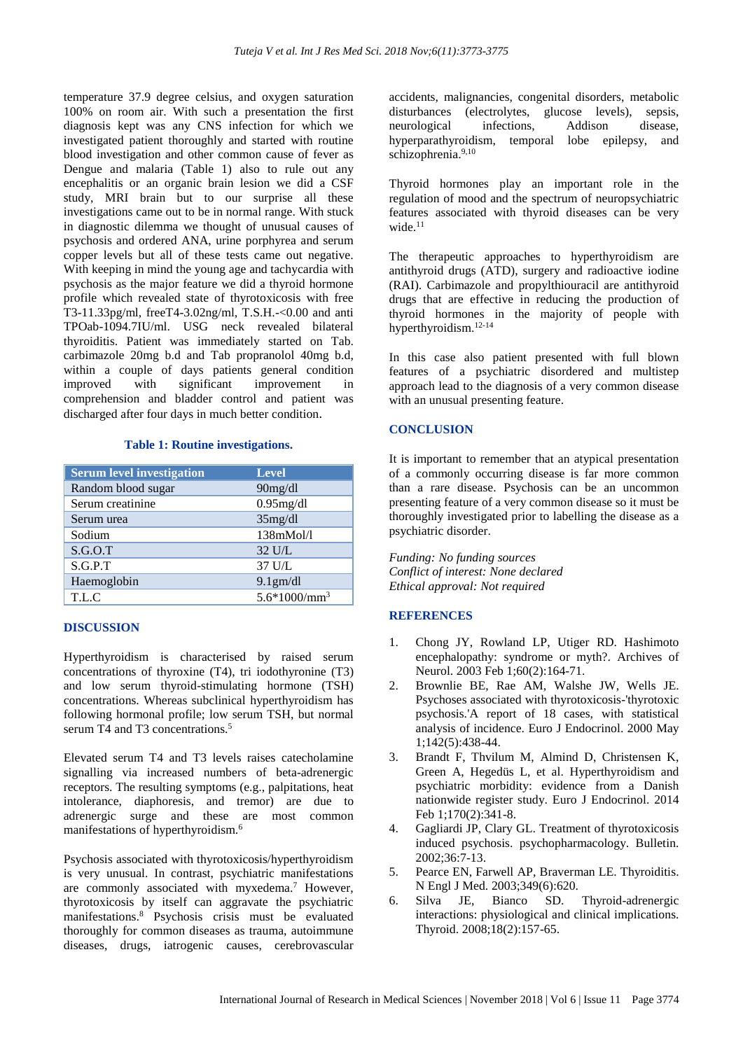temperature 37.9 degree celsius, and oxygen saturation 100% on room air. With such a presentation the first diagnosis kept was any CNS infection for which we investigated patient thoroughly and started with routine blood investigation and other common cause of fever as Dengue and malaria (Table 1) also to rule out any encephalitis or an organic brain lesion we did a CSF study, MRI brain but to our surprise all these investigations came out to be in normal range. With stuck in diagnostic dilemma we thought of unusual causes of psychosis and ordered ANA, urine porphyrea and serum copper levels but all of these tests came out negative. With keeping in mind the young age and tachycardia with psychosis as the major feature we did a thyroid hormone profile which revealed state of thyrotoxicosis with free T3-11.33pg/ml, freeT4-3.02ng/ml, T.S.H.-<0.00 and anti TPOab-1094.7IU/ml. USG neck revealed bilateral thyroiditis. Patient was immediately started on Tab. carbimazole 20mg b.d and Tab propranolol 40mg b.d, within a couple of days patients general condition improved with significant improvement in comprehension and bladder control and patient was discharged after four days in much better condition.

**Table 1: Routine investigations.**

| Serum level investigation | Level |
|---|---|
| Random blood sugar | 90mg/dl |
| Serum creatinine | 0.95mg/dl |
| Serum urea | 35mg/dl |
| Sodium | 138mMol/l |
| S.G.O.T | 32 U/L |
| S.G.P.T | 37 U/L |
| Haemoglobin | 9.1gm/dl |
| T.L.C | 5.6*1000/mm$^3$ |

## DISCUSSION

Hyperthyroidism is characterised by raised serum concentrations of thyroxine (T4), tri iodothyronine (T3) and low serum thyroid-stimulating hormone (TSH) concentrations. Whereas subclinical hyperthyroidism has following hormonal profile; low serum TSH, but normal serum T4 and T3 concentrations.[5]

Elevated serum T4 and T3 levels raises catecholamine signalling via increased numbers of beta-adrenergic receptors. The resulting symptoms (e.g., palpitations, heat intolerance, diaphoresis, and tremor) are due to adrenergic surge and these are most common manifestations of hyperthyroidism.[6]

Psychosis associated with thyrotoxicosis/hyperthyroidism is very unusual. In contrast, psychiatric manifestations are commonly associated with myxedema.[7] However, thyrotoxicosis by itself can aggravate the psychiatric manifestations.[8] Psychosis crisis must be evaluated thoroughly for common diseases as trauma, autoimmune diseases, drugs, iatrogenic causes, cerebrovascular accidents, malignancies, congenital disorders, metabolic disturbances (electrolytes, glucose levels), sepsis, neurological infections, Addison disease, hyperparathyroidism, temporal lobe epilepsy, and schizophrenia.[9,10]

Thyroid hormones play an important role in the regulation of mood and the spectrum of neuropsychiatric features associated with thyroid diseases can be very wide.[11]

The therapeutic approaches to hyperthyroidism are antithyroid drugs (ATD), surgery and radioactive iodine (RAI). Carbimazole and propylthiouracil are antithyroid drugs that are effective in reducing the production of thyroid hormones in the majority of people with hyperthyroidism.[12-14]

In this case also patient presented with full blown features of a psychiatric disordered and multistep approach lead to the diagnosis of a very common disease with an unusual presenting feature.

## CONCLUSION

It is important to remember that an atypical presentation of a commonly occurring disease is far more common than a rare disease. Psychosis can be an uncommon presenting feature of a very common disease so it must be thoroughly investigated prior to labelling the disease as a psychiatric disorder.

*Funding: No funding sources*
*Conflict of interest: None declared*
*Ethical approval: Not required*

## REFERENCES

1. Chong JY, Rowland LP, Utiger RD. Hashimoto encephalopathy: syndrome or myth?. Archives of Neurol. 2003 Feb 1;60(2):164-71.
2. Brownlie BE, Rae AM, Walshe JW, Wells JE. Psychoses associated with thyrotoxicosis-'thyrotoxic psychosis.'A report of 18 cases, with statistical analysis of incidence. Euro J Endocrinol. 2000 May 1;142(5):438-44.
3. Brandt F, Thvilum M, Almind D, Christensen K, Green A, Hegedüs L, et al. Hyperthyroidism and psychiatric morbidity: evidence from a Danish nationwide register study. Euro J Endocrinol. 2014 Feb 1;170(2):341-8.
4. Gagliardi JP, Clary GL. Treatment of thyrotoxicosis induced psychosis. psychopharmacology. Bulletin. 2002;36:7-13.
5. Pearce EN, Farwell AP, Braverman LE. Thyroiditis. N Engl J Med. 2003;349(6):620.
6. Silva JE, Bianco SD. Thyroid-adrenergic interactions: physiological and clinical implications. Thyroid. 2008;18(2):157-65.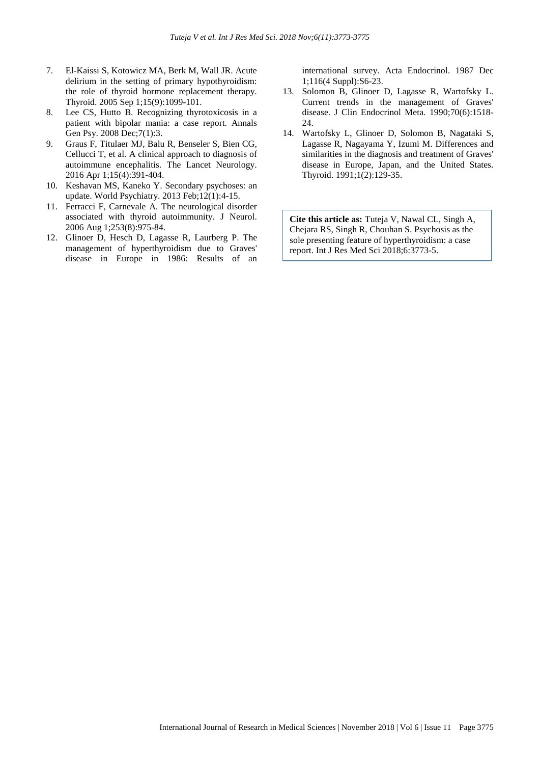7. El-Kaissi S, Kotowicz MA, Berk M, Wall JR. Acute delirium in the setting of primary hypothyroidism: the role of thyroid hormone replacement therapy. Thyroid. 2005 Sep 1;15(9):1099-101.
8. Lee CS, Hutto B. Recognizing thyrotoxicosis in a patient with bipolar mania: a case report. Annals Gen Psy. 2008 Dec;7(1):3.
9. Graus F, Titulaer MJ, Balu R, Benseler S, Bien CG, Cellucci T, et al. A clinical approach to diagnosis of autoimmune encephalitis. The Lancet Neurology. 2016 Apr 1;15(4):391-404.
10. Keshavan MS, Kaneko Y. Secondary psychoses: an update. World Psychiatry. 2013 Feb;12(1):4-15.
11. Ferracci F, Carnevale A. The neurological disorder associated with thyroid autoimmunity. J Neurol. 2006 Aug 1;253(8):975-84.
12. Glinoer D, Hesch D, Lagasse R, Laurberg P. The management of hyperthyroidism due to Graves' disease in Europe in 1986: Results of an international survey. Acta Endocrinol. 1987 Dec 1;116(4 Suppl):S6-23.
13. Solomon B, Glinoer D, Lagasse R, Wartofsky L. Current trends in the management of Graves' disease. J Clin Endocrinol Meta. 1990;70(6):1518-24.
14. Wartofsky L, Glinoer D, Solomon B, Nagataki S, Lagasse R, Nagayama Y, Izumi M. Differences and similarities in the diagnosis and treatment of Graves' disease in Europe, Japan, and the United States. Thyroid. 1991;1(2):129-35.

**Cite this article as:** Tuteja V, Nawal CL, Singh A, Chejara RS, Singh R, Chouhan S. Psychosis as the sole presenting feature of hyperthyroidism: a case report. Int J Res Med Sci 2018;6:3773-5.